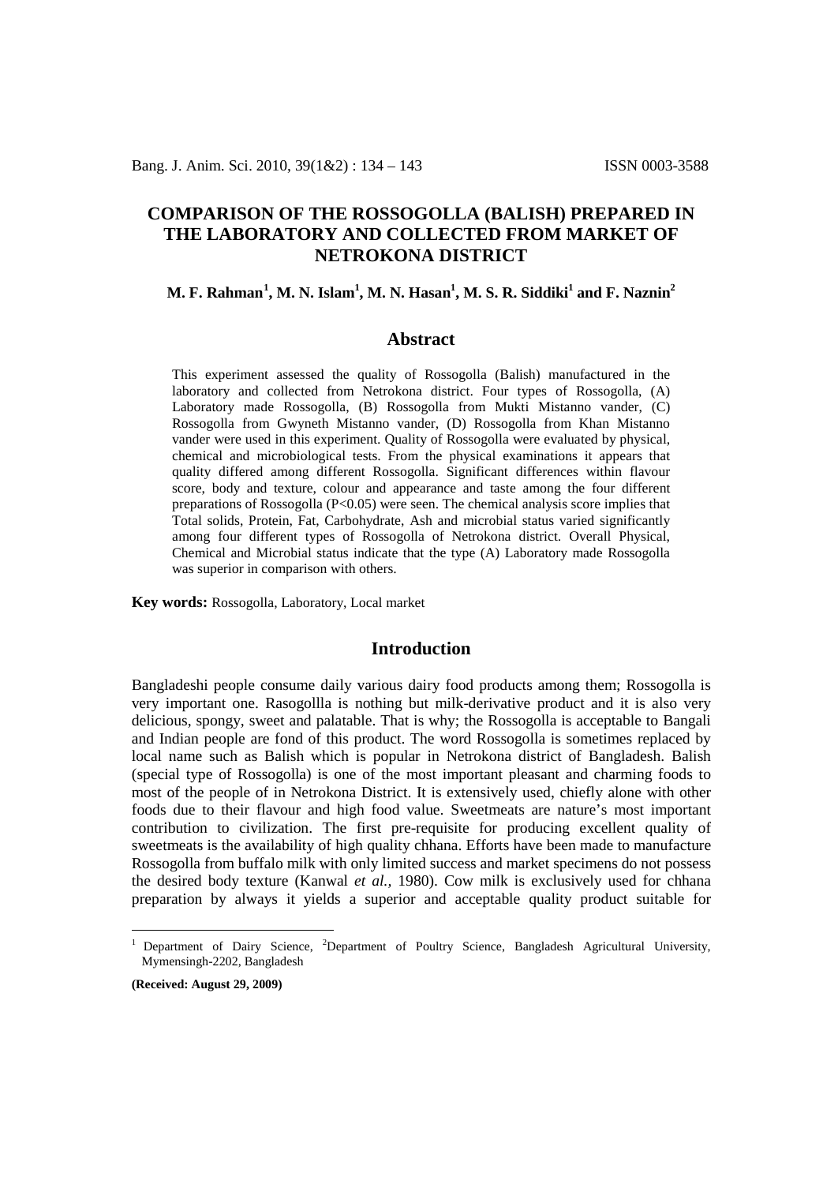# COMPARISON OF THE ROSSOGOLLA (BALISH) PREPARED IN THE LABORATORY AND COLLECTED FROM MARKET OF NETROKONA DISTRICT

**M. F. Rahman[1], M. N. Islam[1], M. N. Hasan[1], M. S. R. Siddiki[1] and F. Naznin[2]**

## Abstract

This experiment assessed the quality of Rossogolla (Balish) manufactured in the laboratory and collected from Netrokona district. Four types of Rossogolla, (A) Laboratory made Rossogolla, (B) Rossogolla from Mukti Mistanno vander, (C) Rossogolla from Gwyneth Mistanno vander, (D) Rossogolla from Khan Mistanno vander were used in this experiment. Quality of Rossogolla were evaluated by physical, chemical and microbiological tests. From the physical examinations it appears that quality differed among different Rossogolla. Significant differences within flavour score, body and texture, colour and appearance and taste among the four different preparations of Rossogolla ($P<0.05$) were seen. The chemical analysis score implies that Total solids, Protein, Fat, Carbohydrate, Ash and microbial status varied significantly among four different types of Rossogolla of Netrokona district. Overall Physical, Chemical and Microbial status indicate that the type (A) Laboratory made Rossogolla was superior in comparison with others.

**Key words:** Rossogolla, Laboratory, Local market

## Introduction

Bangladeshi people consume daily various dairy food products among them; Rossogolla is very important one. Rasogollla is nothing but milk-derivative product and it is also very delicious, spongy, sweet and palatable. That is why; the Rossogolla is acceptable to Bangali and Indian people are fond of this product. The word Rossogolla is sometimes replaced by local name such as Balish which is popular in Netrokona district of Bangladesh. Balish (special type of Rossogolla) is one of the most important pleasant and charming foods to most of the people of in Netrokona District. It is extensively used, chiefly alone with other foods due to their flavour and high food value. Sweetmeats are nature's most important contribution to civilization. The first pre-requisite for producing excellent quality of sweetmeats is the availability of high quality chhana. Efforts have been made to manufacture Rossogolla from buffalo milk with only limited success and market specimens do not possess the desired body texture (Kanwal *et al.,* 1980). Cow milk is exclusively used for chhana preparation by always it yields a superior and acceptable quality product suitable for

[1] Department of Dairy Science, [2]Department of Poultry Science, Bangladesh Agricultural University, Mymensingh-2202, Bangladesh

**(Received: August 29, 2009)**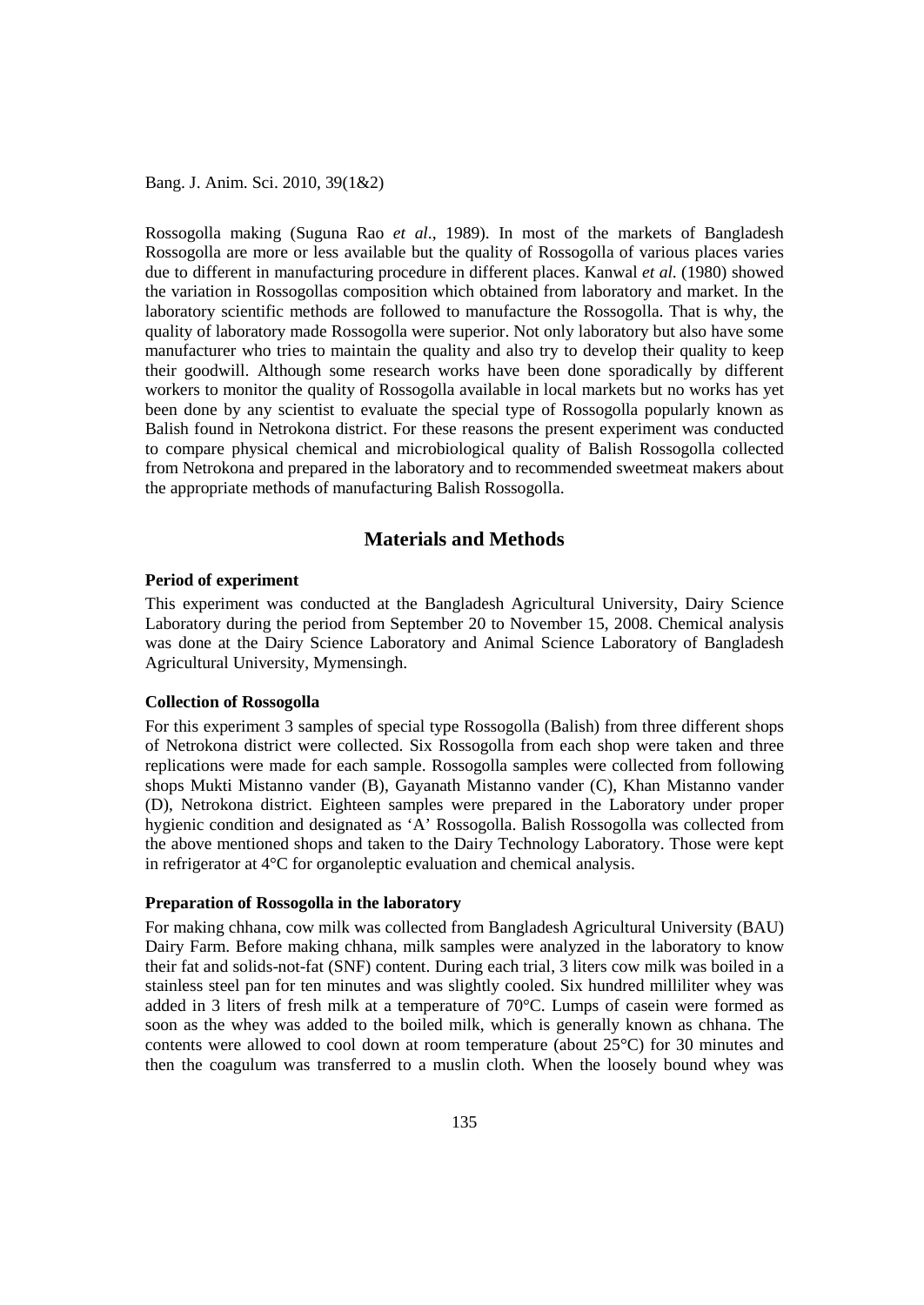Rossogolla making (Suguna Rao *et al*., 1989). In most of the markets of Bangladesh Rossogolla are more or less available but the quality of Rossogolla of various places varies due to different in manufacturing procedure in different places. Kanwal *et al.* (1980) showed the variation in Rossogollas composition which obtained from laboratory and market. In the laboratory scientific methods are followed to manufacture the Rossogolla. That is why, the quality of laboratory made Rossogolla were superior. Not only laboratory but also have some manufacturer who tries to maintain the quality and also try to develop their quality to keep their goodwill. Although some research works have been done sporadically by different workers to monitor the quality of Rossogolla available in local markets but no works has yet been done by any scientist to evaluate the special type of Rossogolla popularly known as Balish found in Netrokona district. For these reasons the present experiment was conducted to compare physical chemical and microbiological quality of Balish Rossogolla collected from Netrokona and prepared in the laboratory and to recommended sweetmeat makers about the appropriate methods of manufacturing Balish Rossogolla.

## Materials and Methods

**Period of experiment**

This experiment was conducted at the Bangladesh Agricultural University, Dairy Science Laboratory during the period from September 20 to November 15, 2008. Chemical analysis was done at the Dairy Science Laboratory and Animal Science Laboratory of Bangladesh Agricultural University, Mymensingh.

**Collection of Rossogolla**

For this experiment 3 samples of special type Rossogolla (Balish) from three different shops of Netrokona district were collected. Six Rossogolla from each shop were taken and three replications were made for each sample. Rossogolla samples were collected from following shops Mukti Mistanno vander (B), Gayanath Mistanno vander (C), Khan Mistanno vander (D), Netrokona district. Eighteen samples were prepared in the Laboratory under proper hygienic condition and designated as 'A' Rossogolla. Balish Rossogolla was collected from the above mentioned shops and taken to the Dairy Technology Laboratory. Those were kept in refrigerator at 4°C for organoleptic evaluation and chemical analysis.

**Preparation of Rossogolla in the laboratory**

For making chhana, cow milk was collected from Bangladesh Agricultural University (BAU) Dairy Farm. Before making chhana, milk samples were analyzed in the laboratory to know their fat and solids-not-fat (SNF) content. During each trial, 3 liters cow milk was boiled in a stainless steel pan for ten minutes and was slightly cooled. Six hundred milliliter whey was added in 3 liters of fresh milk at a temperature of 70°C. Lumps of casein were formed as soon as the whey was added to the boiled milk, which is generally known as chhana. The contents were allowed to cool down at room temperature (about 25°C) for 30 minutes and then the coagulum was transferred to a muslin cloth. When the loosely bound whey was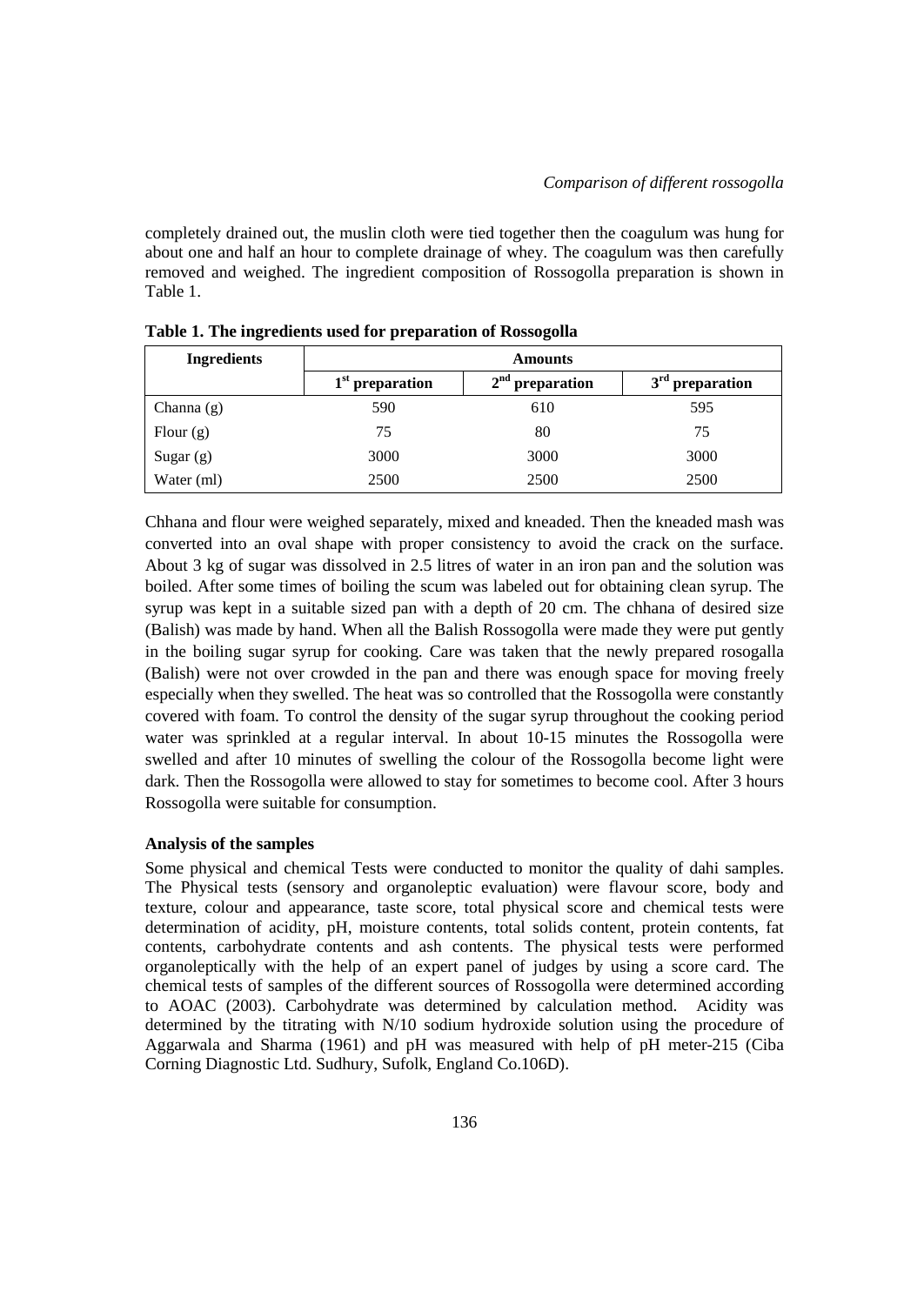completely drained out, the muslin cloth were tied together then the coagulum was hung for about one and half an hour to complete drainage of whey. The coagulum was then carefully removed and weighed. The ingredient composition of Rossogolla preparation is shown in Table 1.

**Table 1. The ingredients used for preparation of Rossogolla**

| Ingredients | Amounts | | |
|---|---|---|---|
| | 1st preparation | 2nd preparation | 3rd preparation |
| Channa (g) | 590 | 610 | 595 |
| Flour (g) | 75 | 80 | 75 |
| Sugar (g) | 3000 | 3000 | 3000 |
| Water (ml) | 2500 | 2500 | 2500 |

Chhana and flour were weighed separately, mixed and kneaded. Then the kneaded mash was converted into an oval shape with proper consistency to avoid the crack on the surface. About 3 kg of sugar was dissolved in 2.5 litres of water in an iron pan and the solution was boiled. After some times of boiling the scum was labeled out for obtaining clean syrup. The syrup was kept in a suitable sized pan with a depth of 20 cm. The chhana of desired size (Balish) was made by hand. When all the Balish Rossogolla were made they were put gently in the boiling sugar syrup for cooking. Care was taken that the newly prepared rosogalla (Balish) were not over crowded in the pan and there was enough space for moving freely especially when they swelled. The heat was so controlled that the Rossogolla were constantly covered with foam. To control the density of the sugar syrup throughout the cooking period water was sprinkled at a regular interval. In about 10-15 minutes the Rossogolla were swelled and after 10 minutes of swelling the colour of the Rossogolla become light were dark. Then the Rossogolla were allowed to stay for sometimes to become cool. After 3 hours Rossogolla were suitable for consumption.

**Analysis of the samples**

Some physical and chemical Tests were conducted to monitor the quality of dahi samples. The Physical tests (sensory and organoleptic evaluation) were flavour score, body and texture, colour and appearance, taste score, total physical score and chemical tests were determination of acidity, pH, moisture contents, total solids content, protein contents, fat contents, carbohydrate contents and ash contents. The physical tests were performed organoleptically with the help of an expert panel of judges by using a score card. The chemical tests of samples of the different sources of Rossogolla were determined according to AOAC (2003). Carbohydrate was determined by calculation method. Acidity was determined by the titrating with N/10 sodium hydroxide solution using the procedure of Aggarwala and Sharma (1961) and pH was measured with help of pH meter-215 (Ciba Corning Diagnostic Ltd. Sudhury, Sufolk, England Co.106D).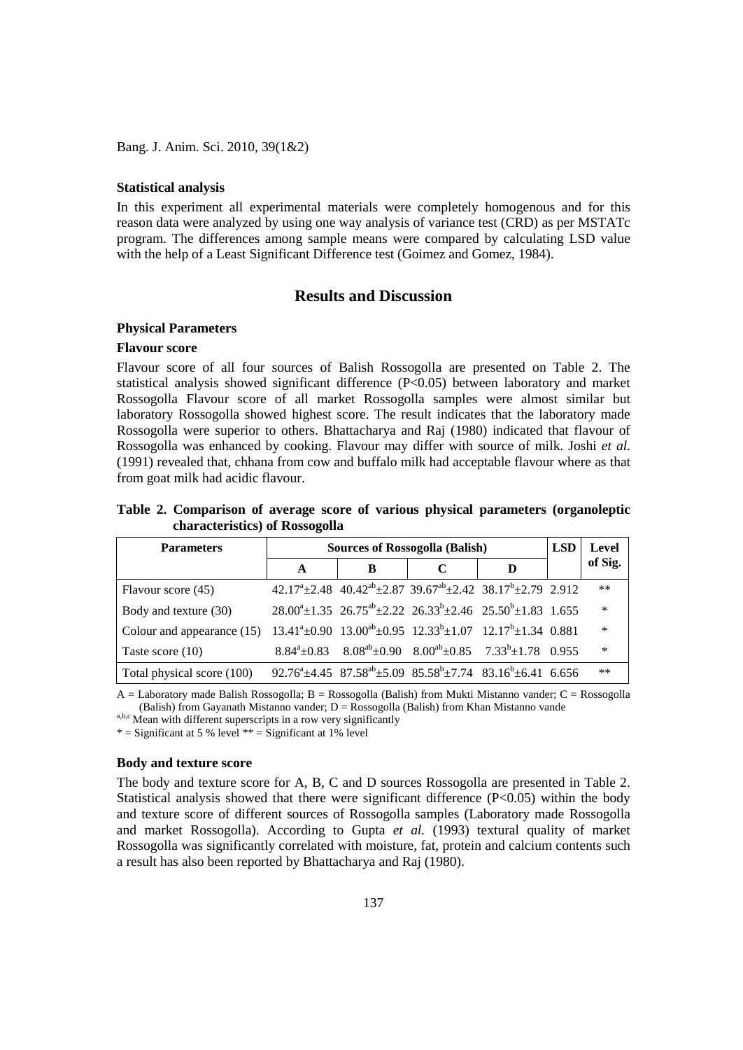### Statistical analysis

In this experiment all experimental materials were completely homogenous and for this reason data were analyzed by using one way analysis of variance test (CRD) as per MSTATc program. The differences among sample means were compared by calculating LSD value with the help of a Least Significant Difference test (Goimez and Gomez, 1984).

## Results and Discussion

### Physical Parameters

#### Flavour score

Flavour score of all four sources of Balish Rossogolla are presented on Table 2. The statistical analysis showed significant difference (P<0.05) between laboratory and market Rossogolla Flavour score of all market Rossogolla samples were almost similar but laboratory Rossogolla showed highest score. The result indicates that the laboratory made Rossogolla were superior to others. Bhattacharya and Raj (1980) indicated that flavour of Rossogolla was enhanced by cooking. Flavour may differ with source of milk. Joshi *et al.* (1991) revealed that, chhana from cow and buffalo milk had acceptable flavour where as that from goat milk had acidic flavour.

**Table 2. Comparison of average score of various physical parameters (organoleptic characteristics) of Rossogolla**

| Parameters | Sources of Rossogolla (Balish) | | | | LSD | Level of Sig. |
|---|---|---|---|---|---|---|
| | A | B | C | D | | |
| Flavour score (45) | $42.17^{a}\pm2.48$ | $40.42^{ab}\pm2.87$ | $39.67^{ab}\pm2.42$ | $38.17^{b}\pm2.79$ | 2.912 | ** |
| Body and texture (30) | $28.00^{a}\pm1.35$ | $26.75^{ab}\pm2.22$ | $26.33^{b}\pm2.46$ | $25.50^{b}\pm1.83$ | 1.655 | * |
| Colour and appearance (15) | $13.41^{a}\pm0.90$ | $13.00^{ab}\pm0.95$ | $12.33^{b}\pm1.07$ | $12.17^{b}\pm1.34$ | 0.881 | * |
| Taste score (10) | $8.84^{a}\pm0.83$ | $8.08^{ab}\pm0.90$ | $8.00^{ab}\pm0.85$ | $7.33^{b}\pm1.78$ | 0.955 | * |
| Total physical score (100) | $92.76^{a}\pm4.45$ | $87.58^{ab}\pm5.09$ | $85.58^{b}\pm7.74$ | $83.16^{b}\pm6.41$ | 6.656 | ** |

A = Laboratory made Balish Rossogolla; B = Rossogolla (Balish) from Mukti Mistanno vander; C = Rossogolla (Balish) from Gayanath Mistanno vander; D = Rossogolla (Balish) from Khan Mistanno vande

[a,b,c] Mean with different superscripts in a row very significantly

\* = Significant at 5 % level ** = Significant at 1% level

#### Body and texture score

The body and texture score for A, B, C and D sources Rossogolla are presented in Table 2. Statistical analysis showed that there were significant difference (P<0.05) within the body and texture score of different sources of Rossogolla samples (Laboratory made Rossogolla and market Rossogolla). According to Gupta *et al.* (1993) textural quality of market Rossogolla was significantly correlated with moisture, fat, protein and calcium contents such a result has also been reported by Bhattacharya and Raj (1980).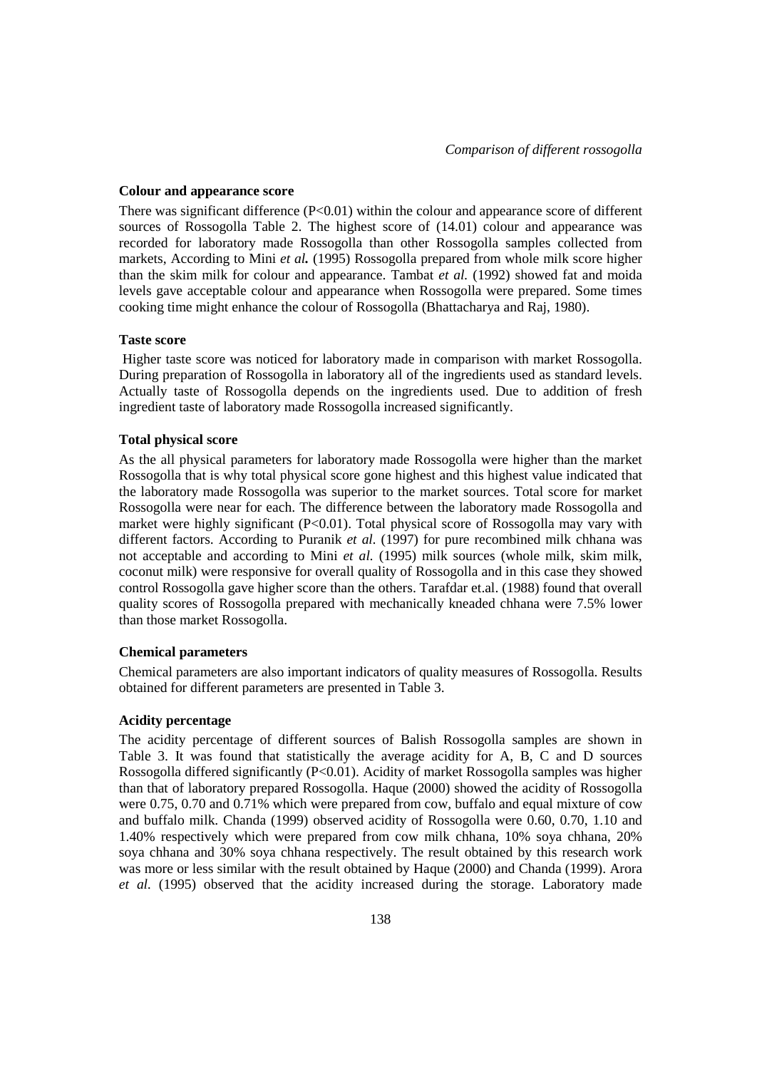### Colour and appearance score

There was significant difference ($P<0.01$) within the colour and appearance score of different sources of Rossogolla Table 2. The highest score of (14.01) colour and appearance was recorded for laboratory made Rossogolla than other Rossogolla samples collected from markets, According to Mini ***et al.*** (1995) Rossogolla prepared from whole milk score higher than the skim milk for colour and appearance. Tambat *et al.* (1992) showed fat and moida levels gave acceptable colour and appearance when Rossogolla were prepared. Some times cooking time might enhance the colour of Rossogolla (Bhattacharya and Raj, 1980).

### Taste score

Higher taste score was noticed for laboratory made in comparison with market Rossogolla. During preparation of Rossogolla in laboratory all of the ingredients used as standard levels. Actually taste of Rossogolla depends on the ingredients used. Due to addition of fresh ingredient taste of laboratory made Rossogolla increased significantly.

### Total physical score

As the all physical parameters for laboratory made Rossogolla were higher than the market Rossogolla that is why total physical score gone highest and this highest value indicated that the laboratory made Rossogolla was superior to the market sources. Total score for market Rossogolla were near for each. The difference between the laboratory made Rossogolla and market were highly significant ($P<0.01$). Total physical score of Rossogolla may vary with different factors. According to Puranik *et al.* (1997) for pure recombined milk chhana was not acceptable and according to Mini *et al.* (1995) milk sources (whole milk, skim milk, coconut milk) were responsive for overall quality of Rossogolla and in this case they showed control Rossogolla gave higher score than the others. Tarafdar et.al. (1988) found that overall quality scores of Rossogolla prepared with mechanically kneaded chhana were 7.5% lower than those market Rossogolla.

### Chemical parameters

Chemical parameters are also important indicators of quality measures of Rossogolla. Results obtained for different parameters are presented in Table 3.

### Acidity percentage

The acidity percentage of different sources of Balish Rossogolla samples are shown in Table 3. It was found that statistically the average acidity for A, B, C and D sources Rossogolla differed significantly ($P<0.01$). Acidity of market Rossogolla samples was higher than that of laboratory prepared Rossogolla. Haque (2000) showed the acidity of Rossogolla were 0.75, 0.70 and 0.71% which were prepared from cow, buffalo and equal mixture of cow and buffalo milk. Chanda (1999) observed acidity of Rossogolla were 0.60, 0.70, 1.10 and 1.40% respectively which were prepared from cow milk chhana, 10% soya chhana, 20% soya chhana and 30% soya chhana respectively. The result obtained by this research work was more or less similar with the result obtained by Haque (2000) and Chanda (1999). Arora *et al.* (1995) observed that the acidity increased during the storage. Laboratory made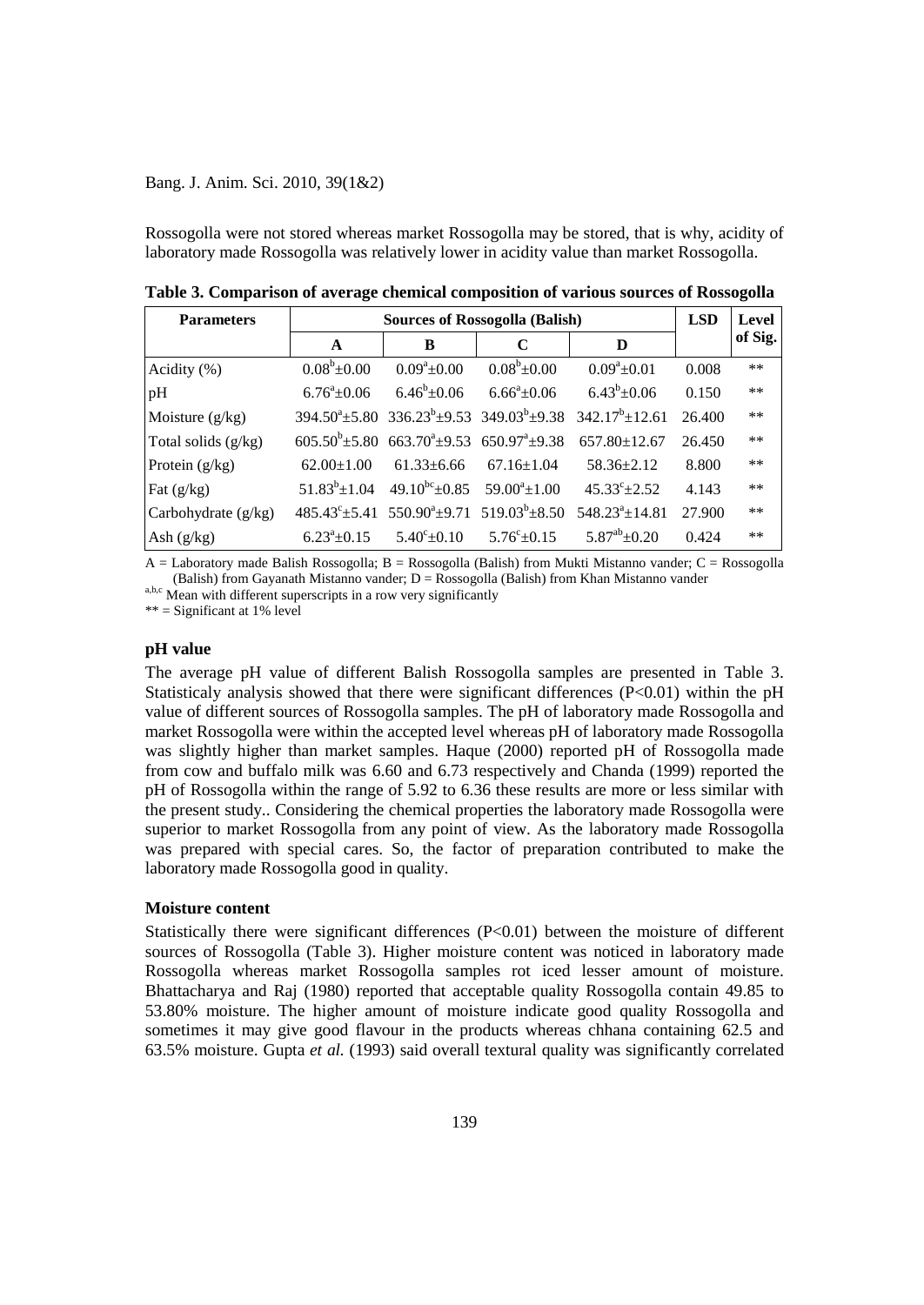Rossogolla were not stored whereas market Rossogolla may be stored, that is why, acidity of laboratory made Rossogolla was relatively lower in acidity value than market Rossogolla.

**Table 3. Comparison of average chemical composition of various sources of Rossogolla**

| Parameters | Sources of Rossogolla (Balish) | | | | LSD | Level of Sig. |
|---|---|---|---|---|---|---|
| | A | B | C | D | | |
| Acidity (%) | $0.08^b \pm 0.00$ | $0.09^a \pm 0.00$ | $0.08^b \pm 0.00$ | $0.09^a \pm 0.01$ | 0.008 | ** |
| pH | $6.76^a \pm 0.06$ | $6.46^b \pm 0.06$ | $6.66^a \pm 0.06$ | $6.43^b \pm 0.06$ | 0.150 | ** |
| Moisture (g/kg) | $394.50^a \pm 5.80$ | $336.23^b \pm 9.53$ | $349.03^b \pm 9.38$ | $342.17^b \pm 12.61$ | 26.400 | ** |
| Total solids (g/kg) | $605.50^b \pm 5.80$ | $663.70^a \pm 9.53$ | $650.97^a \pm 9.38$ | $657.80 \pm 12.67$ | 26.450 | ** |
| Protein (g/kg) | $62.00 \pm 1.00$ | $61.33 \pm 6.66$ | $67.16 \pm 1.04$ | $58.36 \pm 2.12$ | 8.800 | ** |
| Fat (g/kg) | $51.83^b \pm 1.04$ | $49.10^{bc} \pm 0.85$ | $59.00^a \pm 1.00$ | $45.33^c \pm 2.52$ | 4.143 | ** |
| Carbohydrate (g/kg) | $485.43^c \pm 5.41$ | $550.90^a \pm 9.71$ | $519.03^b \pm 8.50$ | $548.23^a \pm 14.81$ | 27.900 | ** |
| Ash (g/kg) | $6.23^a \pm 0.15$ | $5.40^c \pm 0.10$ | $5.76^c \pm 0.15$ | $5.87^{ab} \pm 0.20$ | 0.424 | ** |

A = Laboratory made Balish Rossogolla; B = Rossogolla (Balish) from Mukti Mistanno vander; C = Rossogolla (Balish) from Gayanath Mistanno vander; D = Rossogolla (Balish) from Khan Mistanno vander

a,b,c Mean with different superscripts in a row very significantly

** = Significant at 1% level

#### pH value

The average pH value of different Balish Rossogolla samples are presented in Table 3. Statisticaly analysis showed that there were significant differences ($P<0.01$) within the pH value of different sources of Rossogolla samples. The pH of laboratory made Rossogolla and market Rossogolla were within the accepted level whereas pH of laboratory made Rossogolla was slightly higher than market samples. Haque (2000) reported pH of Rossogolla made from cow and buffalo milk was 6.60 and 6.73 respectively and Chanda (1999) reported the pH of Rossogolla within the range of 5.92 to 6.36 these results are more or less similar with the present study.. Considering the chemical properties the laboratory made Rossogolla were superior to market Rossogolla from any point of view. As the laboratory made Rossogolla was prepared with special cares. So, the factor of preparation contributed to make the laboratory made Rossogolla good in quality.

#### Moisture content

Statistically there were significant differences ($P<0.01$) between the moisture of different sources of Rossogolla (Table 3). Higher moisture content was noticed in laboratory made Rossogolla whereas market Rossogolla samples rot iced lesser amount of moisture. Bhattacharya and Raj (1980) reported that acceptable quality Rossogolla contain 49.85 to 53.80% moisture. The higher amount of moisture indicate good quality Rossogolla and sometimes it may give good flavour in the products whereas chhana containing 62.5 and 63.5% moisture. Gupta *et al.* (1993) said overall textural quality was significantly correlated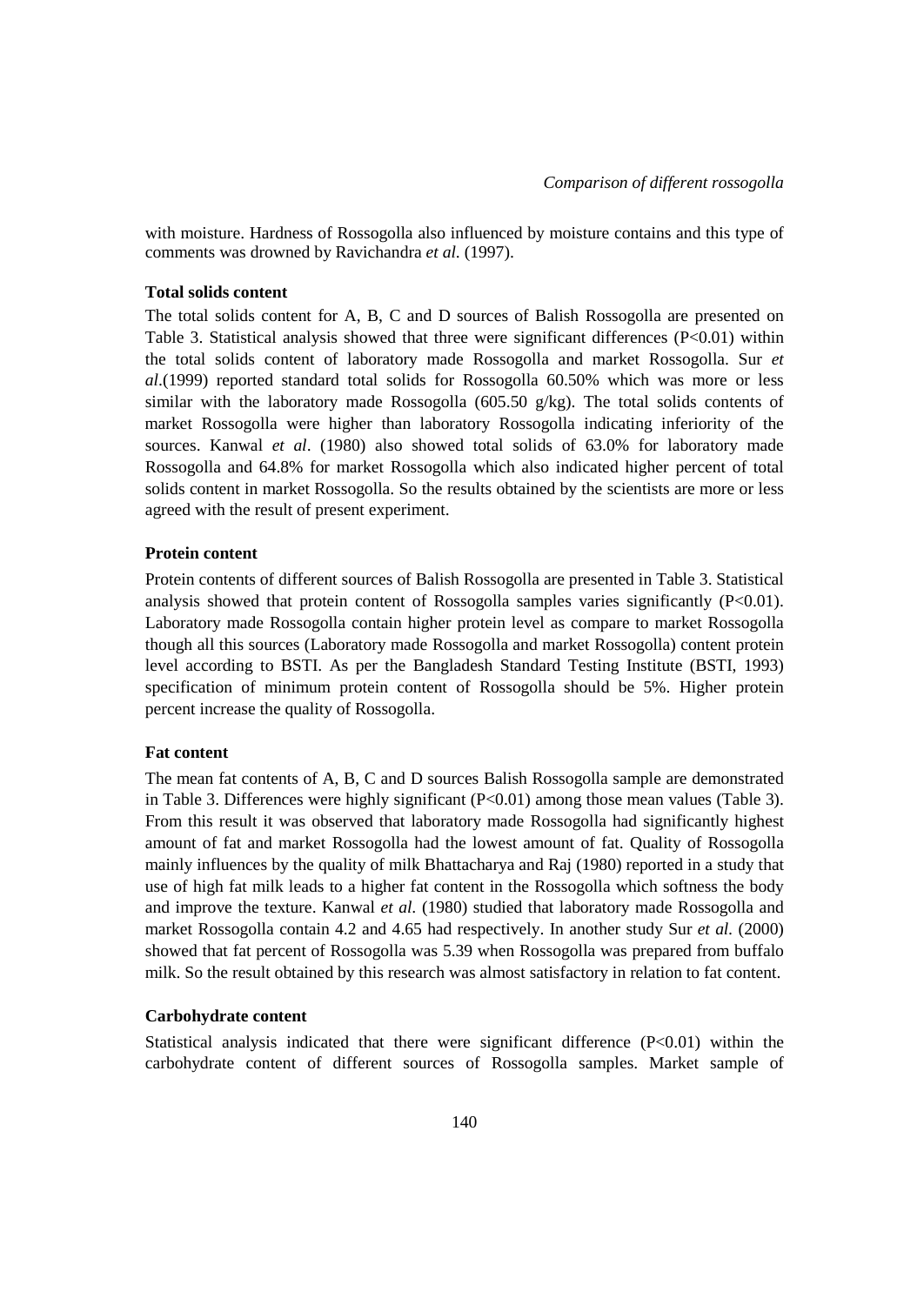with moisture. Hardness of Rossogolla also influenced by moisture contains and this type of comments was drowned by Ravichandra *et al.* (1997).

### Total solids content

The total solids content for A, B, C and D sources of Balish Rossogolla are presented on Table 3. Statistical analysis showed that three were significant differences (P<0.01) within the total solids content of laboratory made Rossogolla and market Rossogolla. Sur *et al*.(1999) reported standard total solids for Rossogolla 60.50% which was more or less similar with the laboratory made Rossogolla (605.50 g/kg). The total solids contents of market Rossogolla were higher than laboratory Rossogolla indicating inferiority of the sources. Kanwal *et al*. (1980) also showed total solids of 63.0% for laboratory made Rossogolla and 64.8% for market Rossogolla which also indicated higher percent of total solids content in market Rossogolla. So the results obtained by the scientists are more or less agreed with the result of present experiment.

### Protein content

Protein contents of different sources of Balish Rossogolla are presented in Table 3. Statistical analysis showed that protein content of Rossogolla samples varies significantly (P<0.01). Laboratory made Rossogolla contain higher protein level as compare to market Rossogolla though all this sources (Laboratory made Rossogolla and market Rossogolla) content protein level according to BSTI. As per the Bangladesh Standard Testing Institute (BSTI, 1993) specification of minimum protein content of Rossogolla should be 5%. Higher protein percent increase the quality of Rossogolla.

### Fat content

The mean fat contents of A, B, C and D sources Balish Rossogolla sample are demonstrated in Table 3. Differences were highly significant (P<0.01) among those mean values (Table 3). From this result it was observed that laboratory made Rossogolla had significantly highest amount of fat and market Rossogolla had the lowest amount of fat. Quality of Rossogolla mainly influences by the quality of milk Bhattacharya and Raj (1980) reported in a study that use of high fat milk leads to a higher fat content in the Rossogolla which softness the body and improve the texture. Kanwal *et al.* (1980) studied that laboratory made Rossogolla and market Rossogolla contain 4.2 and 4.65 had respectively. In another study Sur *et al.* (2000) showed that fat percent of Rossogolla was 5.39 when Rossogolla was prepared from buffalo milk. So the result obtained by this research was almost satisfactory in relation to fat content.

### Carbohydrate content

Statistical analysis indicated that there were significant difference (P<0.01) within the carbohydrate content of different sources of Rossogolla samples. Market sample of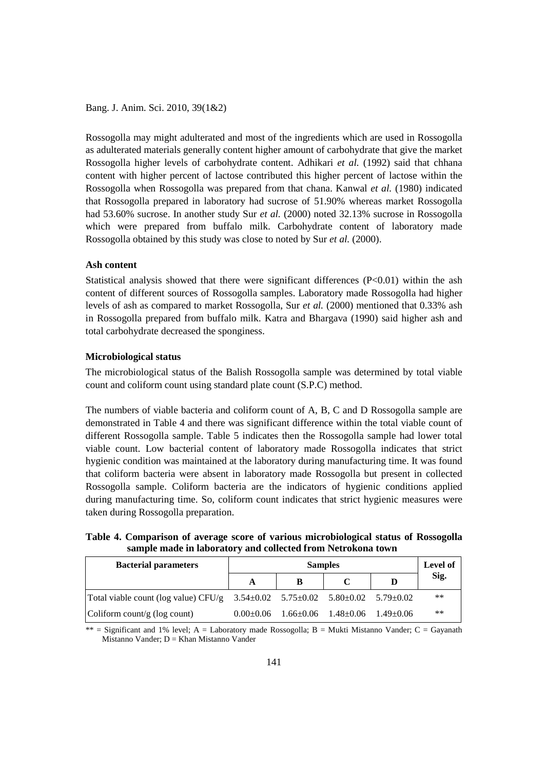Rossogolla may might adulterated and most of the ingredients which are used in Rossogolla as adulterated materials generally content higher amount of carbohydrate that give the market Rossogolla higher levels of carbohydrate content. Adhikari *et al.* (1992) said that chhana content with higher percent of lactose contributed this higher percent of lactose within the Rossogolla when Rossogolla was prepared from that chana. Kanwal *et al.* (1980) indicated that Rossogolla prepared in laboratory had sucrose of 51.90% whereas market Rossogolla had 53.60% sucrose. In another study Sur *et al.* (2000) noted 32.13% sucrose in Rossogolla which were prepared from buffalo milk. Carbohydrate content of laboratory made Rossogolla obtained by this study was close to noted by Sur *et al.* (2000).

### Ash content

Statistical analysis showed that there were significant differences ($P<0.01$) within the ash content of different sources of Rossogolla samples. Laboratory made Rossogolla had higher levels of ash as compared to market Rossogolla, Sur *et al.* (2000) mentioned that 0.33% ash in Rossogolla prepared from buffalo milk. Katra and Bhargava (1990) said higher ash and total carbohydrate decreased the sponginess.

### Microbiological status

The microbiological status of the Balish Rossogolla sample was determined by total viable count and coliform count using standard plate count (S.P.C) method.

The numbers of viable bacteria and coliform count of A, B, C and D Rossogolla sample are demonstrated in Table 4 and there was significant difference within the total viable count of different Rossogolla sample. Table 5 indicates then the Rossogolla sample had lower total viable count. Low bacterial content of laboratory made Rossogolla indicates that strict hygienic condition was maintained at the laboratory during manufacturing time. It was found that coliform bacteria were absent in laboratory made Rossogolla but present in collected Rossogolla sample. Coliform bacteria are the indicators of hygienic conditions applied during manufacturing time. So, coliform count indicates that strict hygienic measures were taken during Rossogolla preparation.

**Table 4. Comparison of average score of various microbiological status of Rossogolla sample made in laboratory and collected from Netrokona town**

| Bacterial parameters | Samples | | | | Level of Sig. |
|---|---|---|---|---|---|
| | A | B | C | D | |
| Total viable count (log value) CFU/g | 3.54±0.02 | 5.75±0.02 | 5.80±0.02 | 5.79±0.02 | ** |
| Coliform count/g (log count) | 0.00±0.06 | 1.66±0.06 | 1.48±0.06 | 1.49±0.06 | ** |

** = Significant and 1% level; A = Laboratory made Rossogolla; B = Mukti Mistanno Vander; C = Gayanath Mistanno Vander; D = Khan Mistanno Vander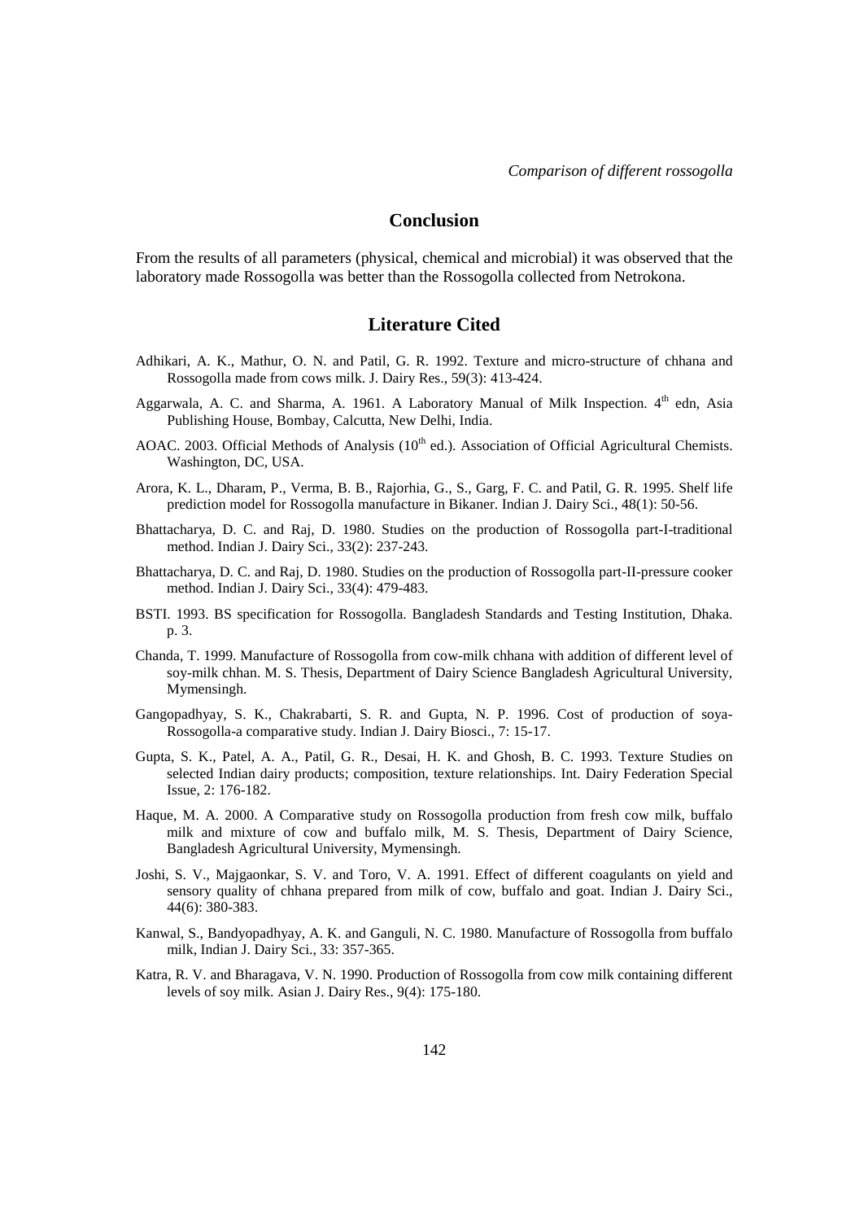## Conclusion

From the results of all parameters (physical, chemical and microbial) it was observed that the laboratory made Rossogolla was better than the Rossogolla collected from Netrokona.

## Literature Cited

Adhikari, A. K., Mathur, O. N. and Patil, G. R. 1992. Texture and micro-structure of chhana and Rossogolla made from cows milk. J. Dairy Res., 59(3): 413-424.

Aggarwala, A. C. and Sharma, A. 1961. A Laboratory Manual of Milk Inspection. 4th edn, Asia Publishing House, Bombay, Calcutta, New Delhi, India.

AOAC. 2003. Official Methods of Analysis (10th ed.). Association of Official Agricultural Chemists. Washington, DC, USA.

Arora, K. L., Dharam, P., Verma, B. B., Rajorhia, G., S., Garg, F. C. and Patil, G. R. 1995. Shelf life prediction model for Rossogolla manufacture in Bikaner. Indian J. Dairy Sci., 48(1): 50-56.

Bhattacharya, D. C. and Raj, D. 1980. Studies on the production of Rossogolla part-I-traditional method. Indian J. Dairy Sci., 33(2): 237-243.

Bhattacharya, D. C. and Raj, D. 1980. Studies on the production of Rossogolla part-II-pressure cooker method. Indian J. Dairy Sci., 33(4): 479-483.

BSTI. 1993. BS specification for Rossogolla. Bangladesh Standards and Testing Institution, Dhaka. p. 3.

Chanda, T. 1999. Manufacture of Rossogolla from cow-milk chhana with addition of different level of soy-milk chhan. M. S. Thesis, Department of Dairy Science Bangladesh Agricultural University, Mymensingh.

Gangopadhyay, S. K., Chakrabarti, S. R. and Gupta, N. P. 1996. Cost of production of soya-Rossogolla-a comparative study. Indian J. Dairy Biosci., 7: 15-17.

Gupta, S. K., Patel, A. A., Patil, G. R., Desai, H. K. and Ghosh, B. C. 1993. Texture Studies on selected Indian dairy products; composition, texture relationships. Int. Dairy Federation Special Issue, 2: 176-182.

Haque, M. A. 2000. A Comparative study on Rossogolla production from fresh cow milk, buffalo milk and mixture of cow and buffalo milk, M. S. Thesis, Department of Dairy Science, Bangladesh Agricultural University, Mymensingh.

Joshi, S. V., Majgaonkar, S. V. and Toro, V. A. 1991. Effect of different coagulants on yield and sensory quality of chhana prepared from milk of cow, buffalo and goat. Indian J. Dairy Sci., 44(6): 380-383.

Kanwal, S., Bandyopadhyay, A. K. and Ganguli, N. C. 1980. Manufacture of Rossogolla from buffalo milk, Indian J. Dairy Sci., 33: 357-365.

Katra, R. V. and Bharagava, V. N. 1990. Production of Rossogolla from cow milk containing different levels of soy milk. Asian J. Dairy Res., 9(4): 175-180.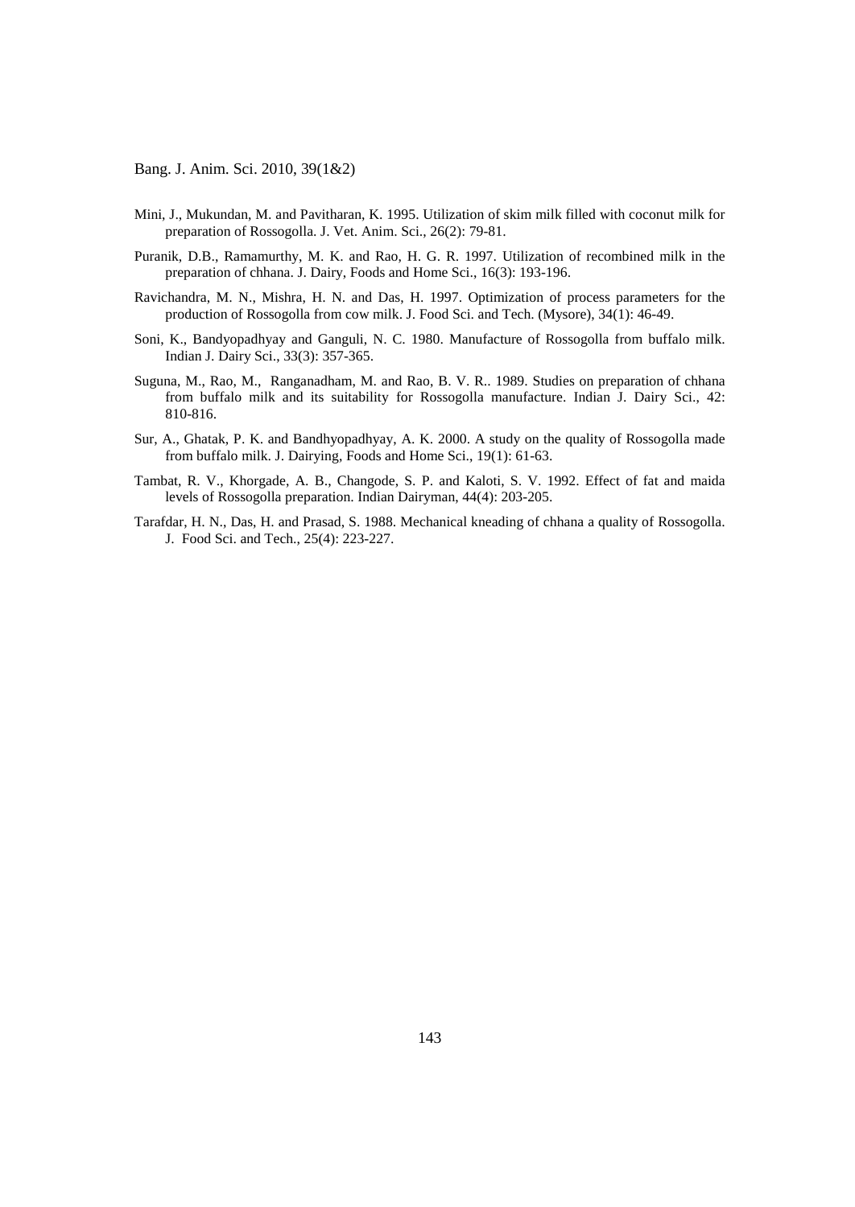Mini, J., Mukundan, M. and Pavitharan, K. 1995. Utilization of skim milk filled with coconut milk for preparation of Rossogolla. J. Vet. Anim. Sci., 26(2): 79-81.

Puranik, D.B., Ramamurthy, M. K. and Rao, H. G. R. 1997. Utilization of recombined milk in the preparation of chhana. J. Dairy, Foods and Home Sci., 16(3): 193-196.

Ravichandra, M. N., Mishra, H. N. and Das, H. 1997. Optimization of process parameters for the production of Rossogolla from cow milk. J. Food Sci. and Tech. (Mysore), 34(1): 46-49.

Soni, K., Bandyopadhyay and Ganguli, N. C. 1980. Manufacture of Rossogolla from buffalo milk. Indian J. Dairy Sci., 33(3): 357-365.

Suguna, M., Rao, M., Ranganadham, M. and Rao, B. V. R.. 1989. Studies on preparation of chhana from buffalo milk and its suitability for Rossogolla manufacture. Indian J. Dairy Sci., 42: 810-816.

Sur, A., Ghatak, P. K. and Bandhyopadhyay, A. K. 2000. A study on the quality of Rossogolla made from buffalo milk. J. Dairying, Foods and Home Sci., 19(1): 61-63.

Tambat, R. V., Khorgade, A. B., Changode, S. P. and Kaloti, S. V. 1992. Effect of fat and maida levels of Rossogolla preparation. Indian Dairyman, 44(4): 203-205.

Tarafdar, H. N., Das, H. and Prasad, S. 1988. Mechanical kneading of chhana a quality of Rossogolla. J. Food Sci. and Tech., 25(4): 223-227.